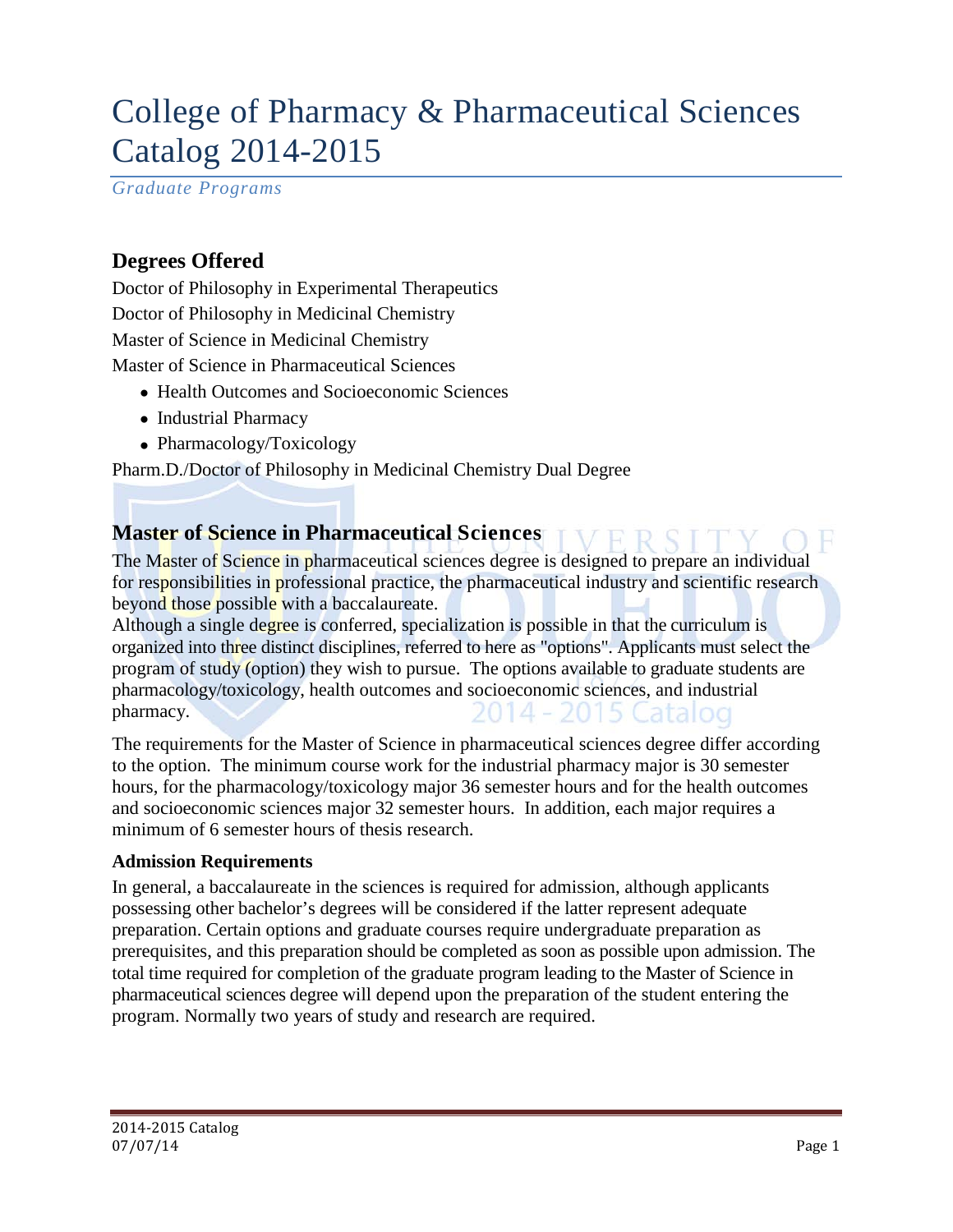# College of Pharmacy & Pharmaceutical Sciences Catalog 2014-2015

*Graduate Programs*

## Degrees Offered

Doctor of Philosophy in Experimental Therapeutics

Doctor of Philosophy in Medicinal Chemistry

Master of Science in Medicinal Chemistry

Master of Science in Pharmaceutical Sciences

- Health Outcomes and Socioeconomic Sciences
- Industrial Pharmacy
- Pharmacology/Toxicology

Pharm.D./Doctor of Philosophy in Medicinal Chemistry Dual Degree

## Master of Science in Pharmaceutical Sciences

The Master of Science in pharmaceutical sciences degree is designed to prepare an individual for responsibilities in professional practice, the pharmaceutical industry and scientific research beyond those possible with a baccalaureate.

Although a single degree is conferred, specialization is possible in that the curriculum is organized into three distinct disciplines, referred to here as "options". Applicants must select the program of study (option) they wish to pursue. The options available to graduate students are pharmacology/toxicology, health outcomes and socioeconomic sciences, and industrial pharmacy.

The requirements for the Master of Science in pharmaceutical sciences degree differ according to the option. The minimum course work for the industrial pharmacy major is 30 semester hours, for the pharmacology/toxicology major 36 semester hours and for the health outcomes and socioeconomic sciences major 32 semester hours. In addition, each major requires a minimum of 6 semester hours of thesis research.

### Admission Requirements

In general, a baccalaureate in the sciences is required for admission, although applicants possessing other bachelor's degrees will be considered if the latter represent adequate preparation. Certain options and graduate courses require undergraduate preparation as prerequisites, and this preparation should be completed as soon as possible upon admission. The total time required for completion of the graduate program leading to the Master of Science in pharmaceutical sciences degree will depend upon the preparation of the student entering the program. Normally two years of study and research are required.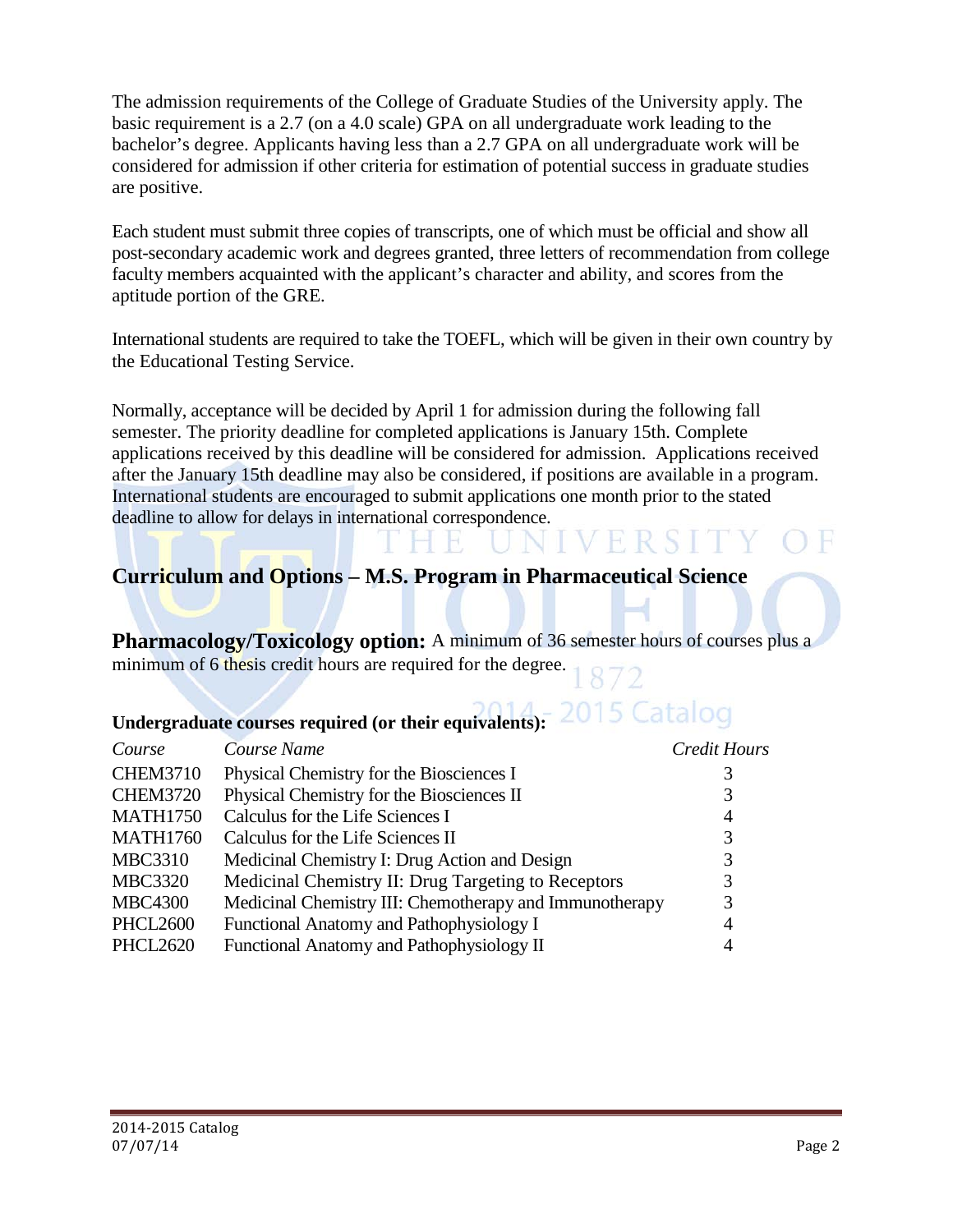The admission requirements of the College of Graduate Studies of the University apply. The basic requirement is a 2.7 (on a 4.0 scale) GPA on all undergraduate work leading to the bachelor's degree. Applicants having less than a 2.7 GPA on all undergraduate work will be considered for admission if other criteria for estimation of potential success in graduate studies are positive.

Each student must submit three copies of transcripts, one of which must be official and show all post-secondary academic work and degrees granted, three letters of recommendation from college faculty members acquainted with the applicant's character and ability, and scores from the aptitude portion of the GRE.

International students are required to take the TOEFL, which will be given in their own country by the Educational Testing Service.

Normally, acceptance will be decided by April 1 for admission during the following fall semester. The priority deadline for completed applications is January 15th. Complete applications received by this deadline will be considered for admission. Applications received after the January 15th deadline may also be considered, if positions are available in a program. International students are encouraged to submit applications one month prior to the stated deadline to allow for delays in international correspondence.

## Curriculum and Options – M.S. Program in Pharmaceutical Science

**Pharmacology/Toxicology option:** A minimum of 36 semester hours of courses plus a minimum of 6 thesis credit hours are required for the degree.

**Undergraduate courses required (or their equivalents):**

| *Course* | *Course Name* | *Credit Hours* |
|---|---|---|
| CHEM3710 | Physical Chemistry for the Biosciences I | 3 |
| CHEM3720 | Physical Chemistry for the Biosciences II | 3 |
| MATH1750 | Calculus for the Life Sciences I | 4 |
| MATH1760 | Calculus for the Life Sciences II | 3 |
| MBC3310 | Medicinal Chemistry I: Drug Action and Design | 3 |
| MBC3320 | Medicinal Chemistry II: Drug Targeting to Receptors | 3 |
| MBC4300 | Medicinal Chemistry III: Chemotherapy and Immunotherapy | 3 |
| PHCL2600 | Functional Anatomy and Pathophysiology I | 4 |
| PHCL2620 | Functional Anatomy and Pathophysiology II | 4 |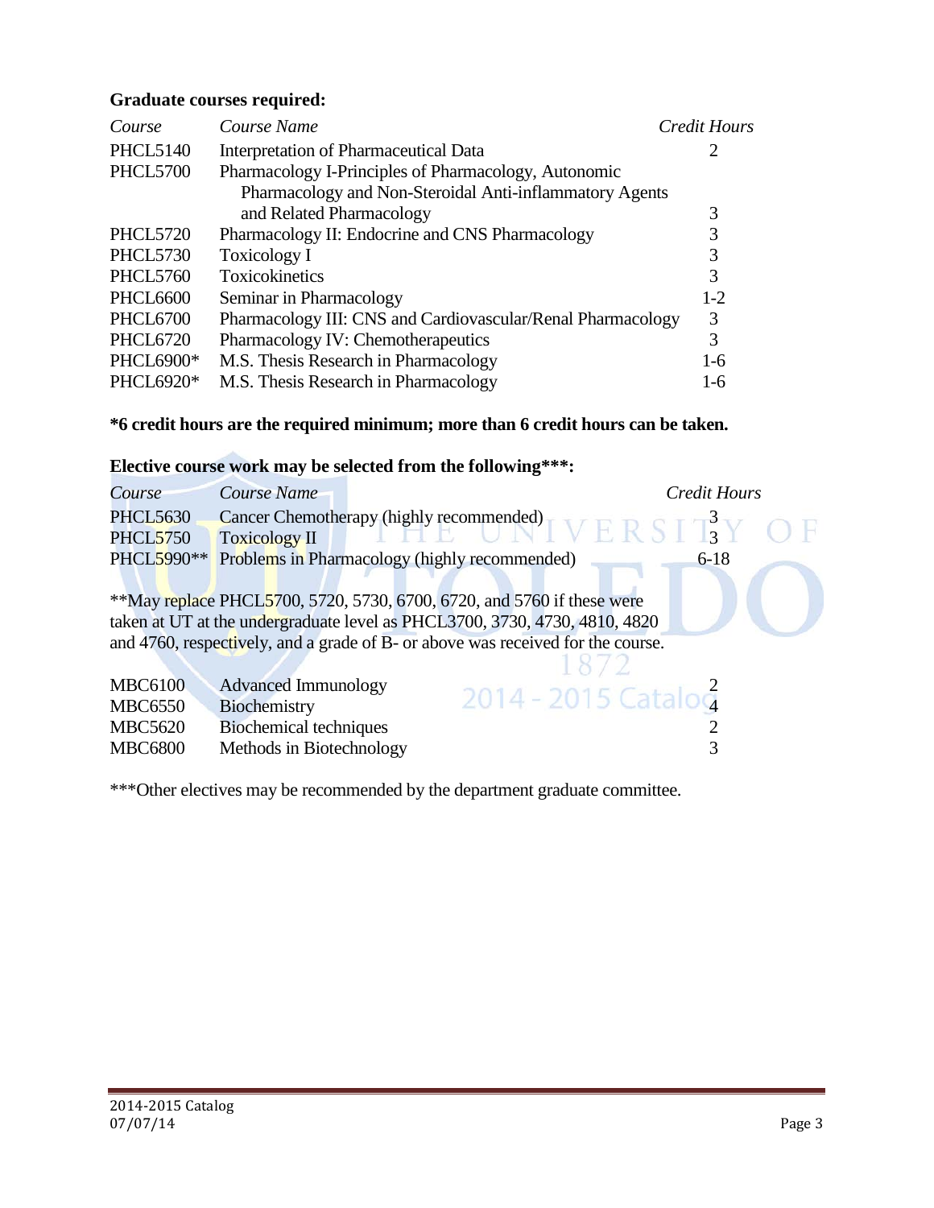**Graduate courses required:**

| *Course* | *Course Name* | *Credit Hours* |
|---|---|---|
| PHCL5140 | Interpretation of Pharmaceutical Data | 2 |
| PHCL5700 | Pharmacology I-Principles of Pharmacology, Autonomic Pharmacology and Non-Steroidal Anti-inflammatory Agents and Related Pharmacology | 3 |
| PHCL5720 | Pharmacology II: Endocrine and CNS Pharmacology | 3 |
| PHCL5730 | Toxicology I | 3 |
| PHCL5760 | Toxicokinetics | 3 |
| PHCL6600 | Seminar in Pharmacology | 1-2 |
| PHCL6700 | Pharmacology III: CNS and Cardiovascular/Renal Pharmacology | 3 |
| PHCL6720 | Pharmacology IV: Chemotherapeutics | 3 |
| PHCL6900* | M.S. Thesis Research in Pharmacology | 1-6 |
| PHCL6920* | M.S. Thesis Research in Pharmacology | 1-6 |

**\*6 credit hours are the required minimum; more than 6 credit hours can be taken.**

**Elective course work may be selected from the following\*\*\*:**

| *Course* | *Course Name* | *Credit Hours* |
|---|---|---|
| PHCL5630 | Cancer Chemotherapy (highly recommended) | 3 |
| PHCL5750 | Toxicology II | 3 |
| PHCL5990** | Problems in Pharmacology (highly recommended) | 6-18 |

**May replace PHCL5700, 5720, 5730, 6700, 6720, and 5760 if these were taken at UT at the undergraduate level as PHCL3700, 3730, 4730, 4810, 4820 and 4760, respectively, and a grade of B- or above was received for the course.

| | | |
|---|---|---|
| MBC6100 | Advanced Immunology | 2 |
| MBC6550 | Biochemistry | 4 |
| MBC5620 | Biochemical techniques | 2 |
| MBC6800 | Methods in Biotechnology | 3 |

***Other electives may be recommended by the department graduate committee.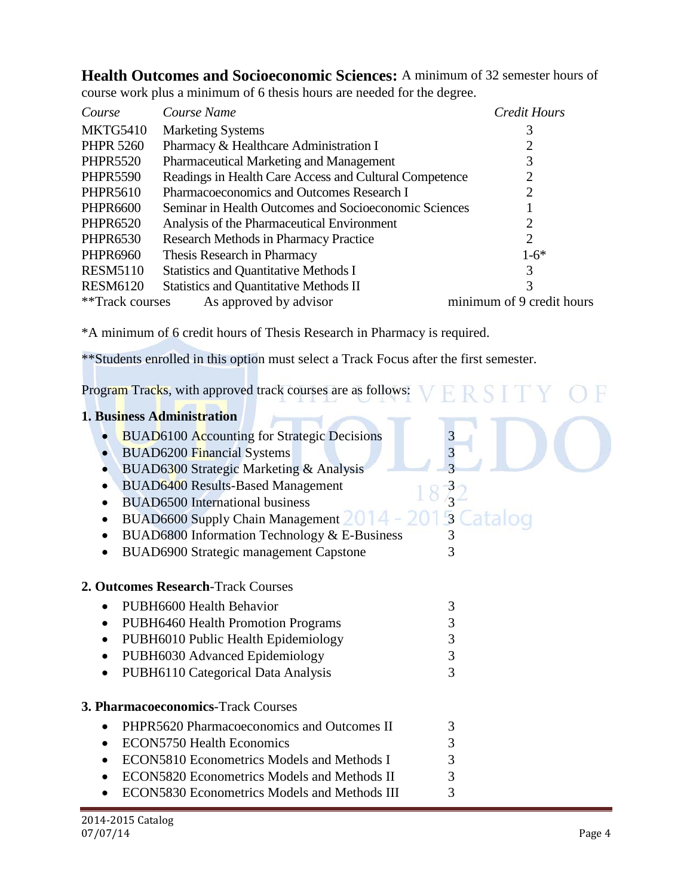**Health Outcomes and Socioeconomic Sciences:** A minimum of 32 semester hours of course work plus a minimum of 6 thesis hours are needed for the degree.

| *Course* | *Course Name* | *Credit Hours* |
|---|---|---|
| MKTG5410 | Marketing Systems | 3 |
| PHPR 5260 | Pharmacy & Healthcare Administration I | 2 |
| PHPR5520 | Pharmaceutical Marketing and Management | 3 |
| PHPR5590 | Readings in Health Care Access and Cultural Competence | 2 |
| PHPR5610 | Pharmacoeconomics and Outcomes Research I | 2 |
| PHPR6600 | Seminar in Health Outcomes and Socioeconomic Sciences | 1 |
| PHPR6520 | Analysis of the Pharmaceutical Environment | 2 |
| PHPR6530 | Research Methods in Pharmacy Practice | 2 |
| PHPR6960 | Thesis Research in Pharmacy | 1-6* |
| RESM5110 | Statistics and Quantitative Methods I | 3 |
| RESM6120 | Statistics and Quantitative Methods II | 3 |
| **Track courses | As approved by advisor | minimum of 9 credit hours |

*A minimum of 6 credit hours of Thesis Research in Pharmacy is required.

**Students enrolled in this option must select a Track Focus after the first semester.

Program Tracks, with approved track courses are as follows:

**1. Business Administration**

- BUAD6100 Accounting for Strategic Decisions 3
- BUAD6200 Financial Systems 3
- BUAD6300 Strategic Marketing & Analysis 3
- BUAD6400 Results-Based Management 3
- BUAD6500 International business 3
- BUAD6600 Supply Chain Management 3
- BUAD6800 Information Technology & E-Business 3
- BUAD6900 Strategic management Capstone 3

**2. Outcomes Research**-Track Courses

- PUBH6600 Health Behavior 3
- PUBH6460 Health Promotion Programs 3
- PUBH6010 Public Health Epidemiology 3
- PUBH6030 Advanced Epidemiology 3
- PUBH6110 Categorical Data Analysis 3

**3. Pharmacoeconomics**-Track Courses

- PHPR5620 Pharmacoeconomics and Outcomes II 3
- ECON5750 Health Economics 3
- ECON5810 Econometrics Models and Methods I 3
- ECON5820 Econometrics Models and Methods II 3
- ECON5830 Econometrics Models and Methods III 3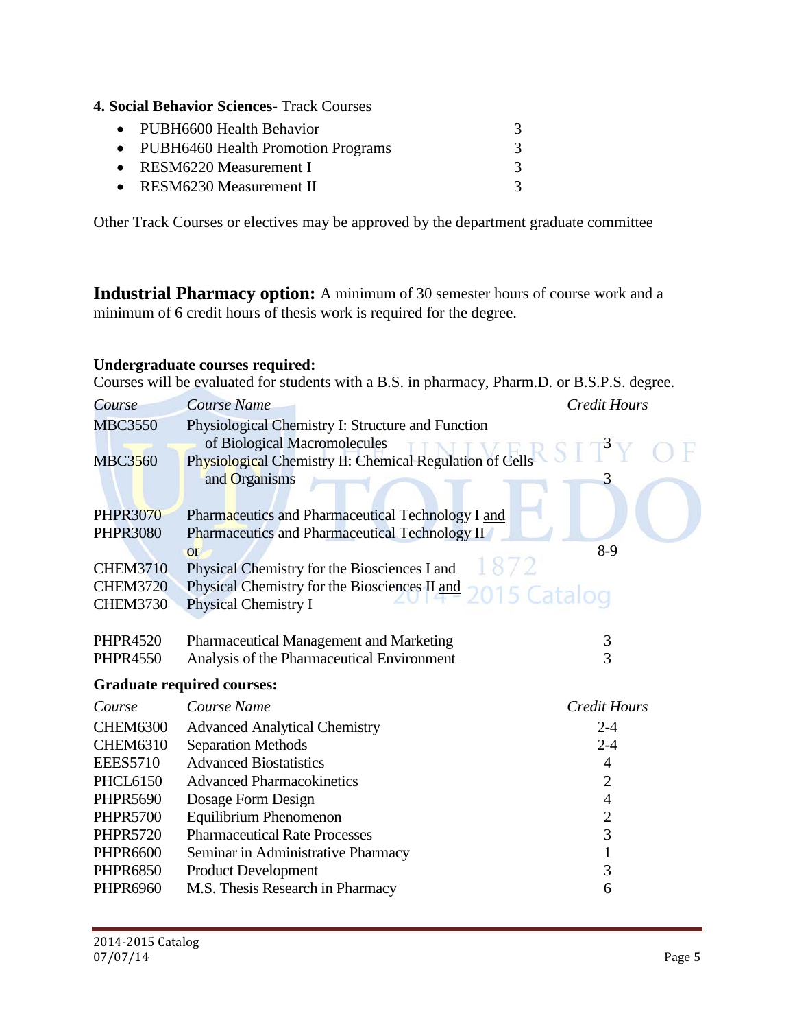**4. Social Behavior Sciences-** Track Courses

- PUBH6600 Health Behavior 3
- PUBH6460 Health Promotion Programs 3
- RESM6220 Measurement I 3
- RESM6230 Measurement II 3

Other Track Courses or electives may be approved by the department graduate committee

**Industrial Pharmacy option:** A minimum of 30 semester hours of course work and a minimum of 6 credit hours of thesis work is required for the degree.

**Undergraduate courses required:**

Courses will be evaluated for students with a B.S. in pharmacy, Pharm.D. or B.S.P.S. degree.

| *Course* | *Course Name* | *Credit Hours* |
|---|---|---|
| MBC3550 | Physiological Chemistry I: Structure and Function of Biological Macromolecules | 3 |
| MBC3560 | Physiological Chemistry II: Chemical Regulation of Cells and Organisms | 3 |
| PHPR3070 | Pharmaceutics and Pharmaceutical Technology I and | |
| PHPR3080 | Pharmaceutics and Pharmaceutical Technology II or | 8-9 |
| CHEM3710 | Physical Chemistry for the Biosciences I and | |
| CHEM3720 | Physical Chemistry for the Biosciences II and | |
| CHEM3730 | Physical Chemistry I | |
| PHPR4520 | Pharmaceutical Management and Marketing | 3 |
| PHPR4550 | Analysis of the Pharmaceutical Environment | 3 |

**Graduate required courses:**

| *Course* | *Course Name* | *Credit Hours* |
|---|---|---|
| CHEM6300 | Advanced Analytical Chemistry | 2-4 |
| CHEM6310 | Separation Methods | 2-4 |
| EEES5710 | Advanced Biostatistics | 4 |
| PHCL6150 | Advanced Pharmacokinetics | 2 |
| PHPR5690 | Dosage Form Design | 4 |
| PHPR5700 | Equilibrium Phenomenon | 2 |
| PHPR5720 | Pharmaceutical Rate Processes | 3 |
| PHPR6600 | Seminar in Administrative Pharmacy | 1 |
| PHPR6850 | Product Development | 3 |
| PHPR6960 | M.S. Thesis Research in Pharmacy | 6 |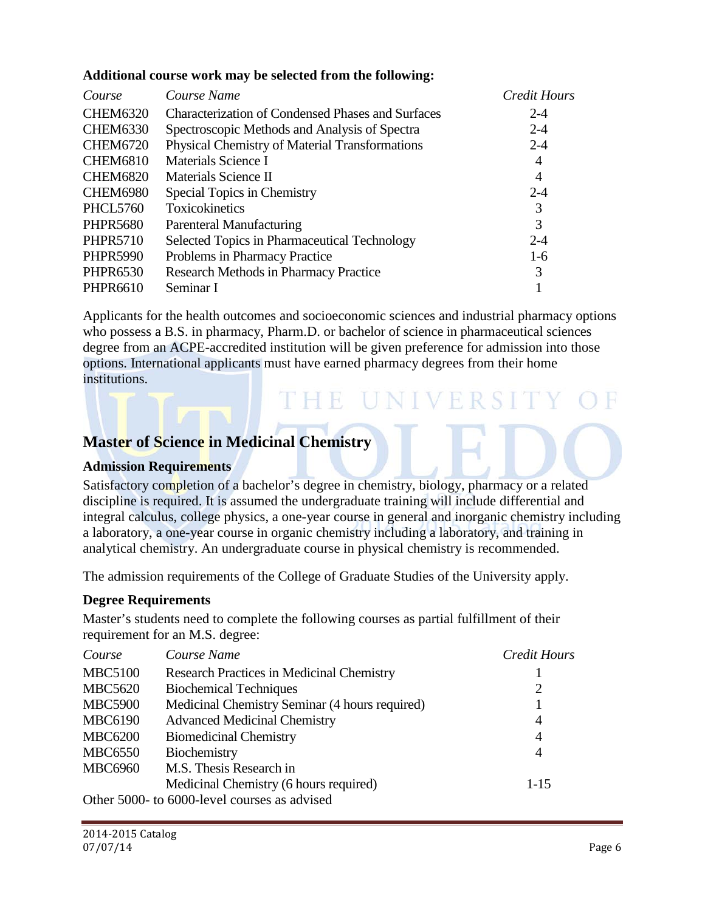**Additional course work may be selected from the following:**

| *Course* | *Course Name* | *Credit Hours* |
|---|---|---|
| CHEM6320 | Characterization of Condensed Phases and Surfaces | 2-4 |
| CHEM6330 | Spectroscopic Methods and Analysis of Spectra | 2-4 |
| CHEM6720 | Physical Chemistry of Material Transformations | 2-4 |
| CHEM6810 | Materials Science I | 4 |
| CHEM6820 | Materials Science II | 4 |
| CHEM6980 | Special Topics in Chemistry | 2-4 |
| PHCL5760 | Toxicokinetics | 3 |
| PHPR5680 | Parenteral Manufacturing | 3 |
| PHPR5710 | Selected Topics in Pharmaceutical Technology | 2-4 |
| PHPR5990 | Problems in Pharmacy Practice | 1-6 |
| PHPR6530 | Research Methods in Pharmacy Practice | 3 |
| PHPR6610 | Seminar I | 1 |

Applicants for the health outcomes and socioeconomic sciences and industrial pharmacy options who possess a B.S. in pharmacy, Pharm.D. or bachelor of science in pharmaceutical sciences degree from an ACPE-accredited institution will be given preference for admission into those options. International applicants must have earned pharmacy degrees from their home institutions.

## Master of Science in Medicinal Chemistry

### Admission Requirements

Satisfactory completion of a bachelor's degree in chemistry, biology, pharmacy or a related discipline is required. It is assumed the undergraduate training will include differential and integral calculus, college physics, a one-year course in general and inorganic chemistry including a laboratory, a one-year course in organic chemistry including a laboratory, and training in analytical chemistry. An undergraduate course in physical chemistry is recommended.

The admission requirements of the College of Graduate Studies of the University apply.

### Degree Requirements

Master's students need to complete the following courses as partial fulfillment of their requirement for an M.S. degree:

| *Course* | *Course Name* | *Credit Hours* |
|---|---|---|
| MBC5100 | Research Practices in Medicinal Chemistry | 1 |
| MBC5620 | Biochemical Techniques | 2 |
| MBC5900 | Medicinal Chemistry Seminar (4 hours required) | 1 |
| MBC6190 | Advanced Medicinal Chemistry | 4 |
| MBC6200 | Biomedicinal Chemistry | 4 |
| MBC6550 | Biochemistry | 4 |
| MBC6960 | M.S. Thesis Research in Medicinal Chemistry (6 hours required) | 1-15 |

Other 5000- to 6000-level courses as advised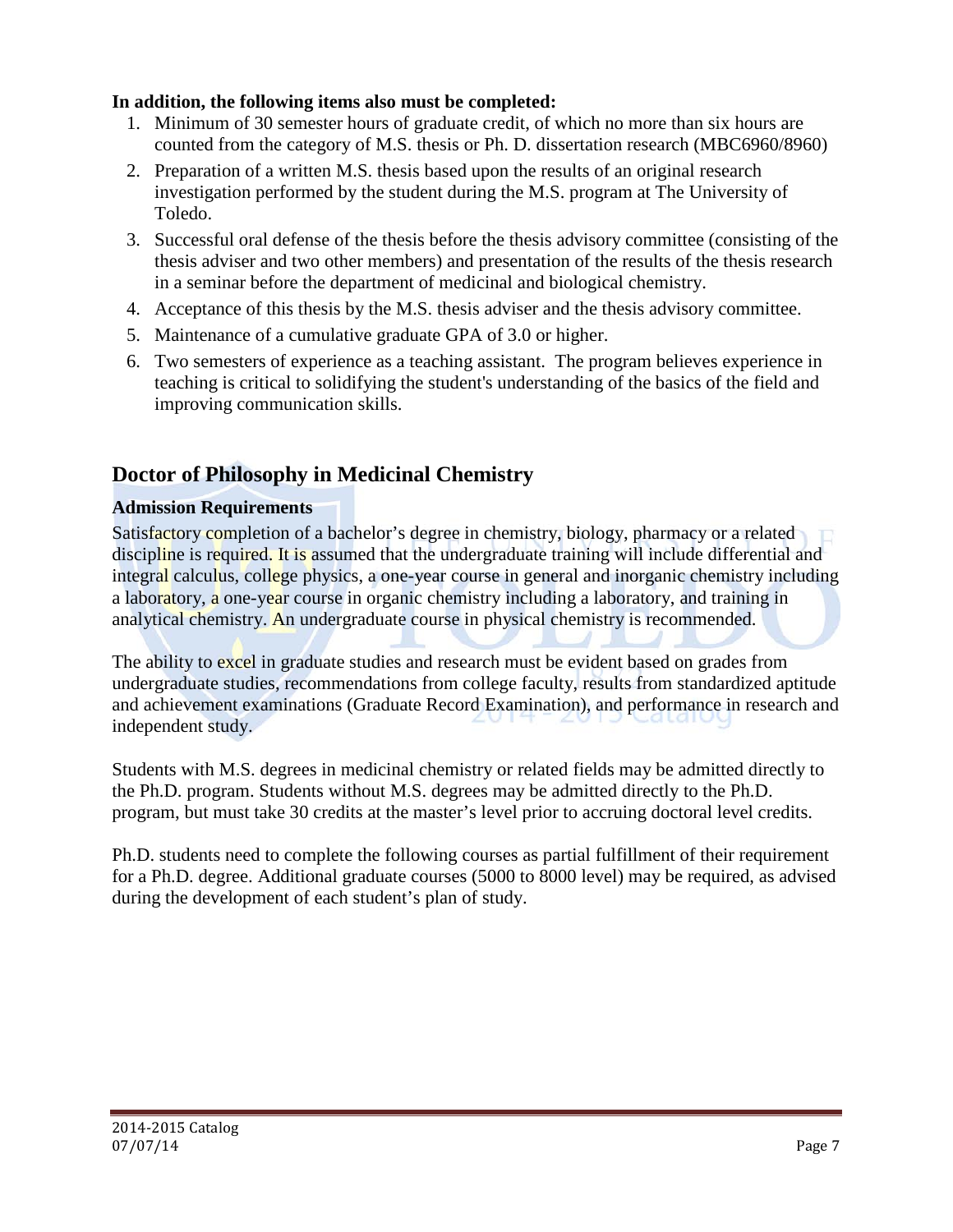**In addition, the following items also must be completed:**

1. Minimum of 30 semester hours of graduate credit, of which no more than six hours are counted from the category of M.S. thesis or Ph. D. dissertation research (MBC6960/8960)
2. Preparation of a written M.S. thesis based upon the results of an original research investigation performed by the student during the M.S. program at The University of Toledo.
3. Successful oral defense of the thesis before the thesis advisory committee (consisting of the thesis adviser and two other members) and presentation of the results of the thesis research in a seminar before the department of medicinal and biological chemistry.
4. Acceptance of this thesis by the M.S. thesis adviser and the thesis advisory committee.
5. Maintenance of a cumulative graduate GPA of 3.0 or higher.
6. Two semesters of experience as a teaching assistant. The program believes experience in teaching is critical to solidifying the student's understanding of the basics of the field and improving communication skills.

## Doctor of Philosophy in Medicinal Chemistry

### Admission Requirements

Satisfactory completion of a bachelor's degree in chemistry, biology, pharmacy or a related discipline is required. It is assumed that the undergraduate training will include differential and integral calculus, college physics, a one-year course in general and inorganic chemistry including a laboratory, a one-year course in organic chemistry including a laboratory, and training in analytical chemistry. An undergraduate course in physical chemistry is recommended.

The ability to excel in graduate studies and research must be evident based on grades from undergraduate studies, recommendations from college faculty, results from standardized aptitude and achievement examinations (Graduate Record Examination), and performance in research and independent study.

Students with M.S. degrees in medicinal chemistry or related fields may be admitted directly to the Ph.D. program. Students without M.S. degrees may be admitted directly to the Ph.D. program, but must take 30 credits at the master's level prior to accruing doctoral level credits.

Ph.D. students need to complete the following courses as partial fulfillment of their requirement for a Ph.D. degree. Additional graduate courses (5000 to 8000 level) may be required, as advised during the development of each student's plan of study.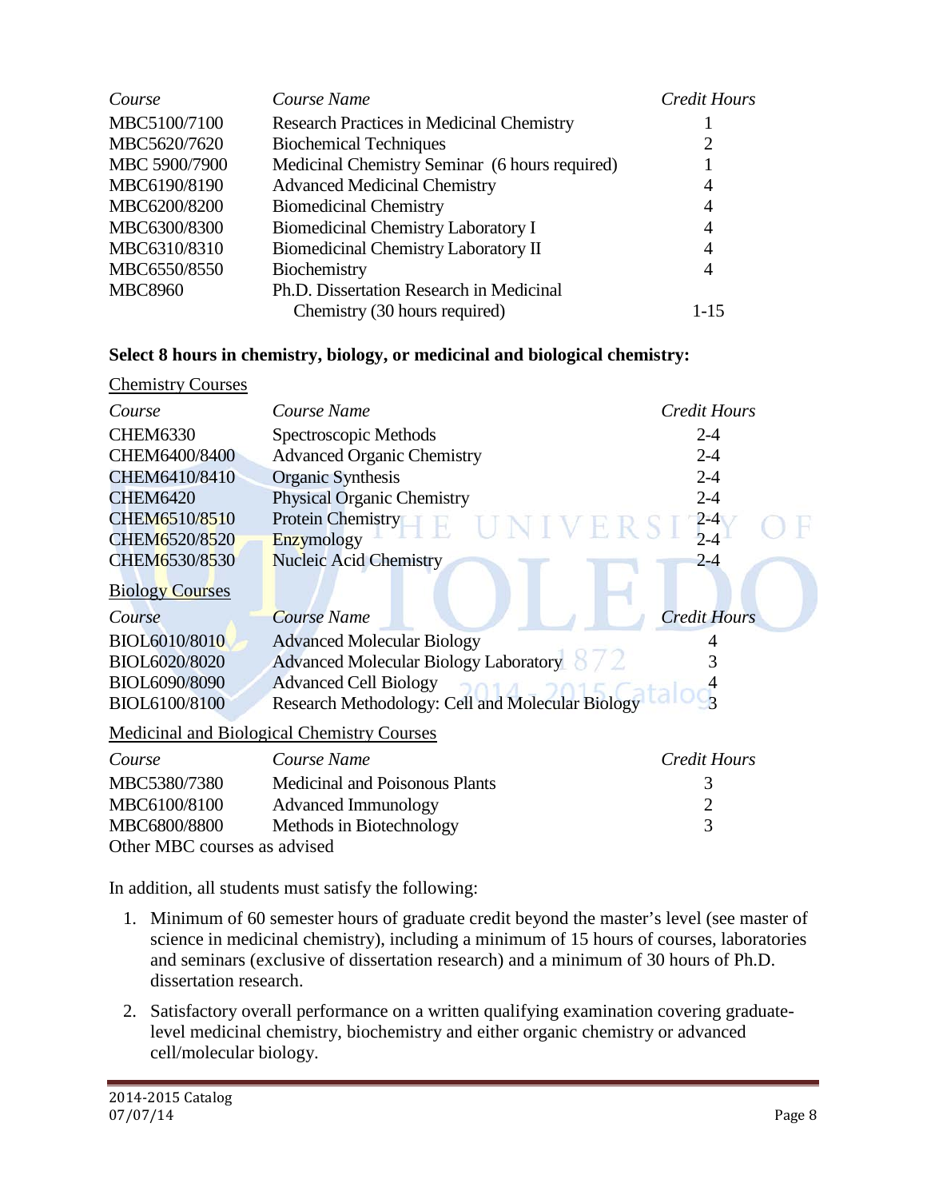| Course | Course Name | Credit Hours |
| --- | --- | --- |
| MBC5100/7100 | Research Practices in Medicinal Chemistry | 1 |
| MBC5620/7620 | Biochemical Techniques | 2 |
| MBC 5900/7900 | Medicinal Chemistry Seminar (6 hours required) | 1 |
| MBC6190/8190 | Advanced Medicinal Chemistry | 4 |
| MBC6200/8200 | Biomedicinal Chemistry | 4 |
| MBC6300/8300 | Biomedicinal Chemistry Laboratory I | 4 |
| MBC6310/8310 | Biomedicinal Chemistry Laboratory II | 4 |
| MBC6550/8550 | Biochemistry | 4 |
| MBC8960 | Ph.D. Dissertation Research in Medicinal Chemistry (30 hours required) | 1-15 |

**Select 8 hours in chemistry, biology, or medicinal and biological chemistry:**

Chemistry Courses

| Course | Course Name | Credit Hours |
| --- | --- | --- |
| CHEM6330 | Spectroscopic Methods | 2-4 |
| CHEM6400/8400 | Advanced Organic Chemistry | 2-4 |
| CHEM6410/8410 | Organic Synthesis | 2-4 |
| CHEM6420 | Physical Organic Chemistry | 2-4 |
| CHEM6510/8510 | Protein Chemistry | 2-4 |
| CHEM6520/8520 | Enzymology | 2-4 |
| CHEM6530/8530 | Nucleic Acid Chemistry | 2-4 |

Biology Courses

| Course | Course Name | Credit Hours |
| --- | --- | --- |
| BIOL6010/8010 | Advanced Molecular Biology | 4 |
| BIOL6020/8020 | Advanced Molecular Biology Laboratory | 3 |
| BIOL6090/8090 | Advanced Cell Biology | 4 |
| BIOL6100/8100 | Research Methodology: Cell and Molecular Biology | 3 |

Medicinal and Biological Chemistry Courses

| Course | Course Name | Credit Hours |
| --- | --- | --- |
| MBC5380/7380 | Medicinal and Poisonous Plants | 3 |
| MBC6100/8100 | Advanced Immunology | 2 |
| MBC6800/8800 | Methods in Biotechnology | 3 |

Other MBC courses as advised

In addition, all students must satisfy the following:

1. Minimum of 60 semester hours of graduate credit beyond the master's level (see master of science in medicinal chemistry), including a minimum of 15 hours of courses, laboratories and seminars (exclusive of dissertation research) and a minimum of 30 hours of Ph.D. dissertation research.
2. Satisfactory overall performance on a written qualifying examination covering graduate-level medicinal chemistry, biochemistry and either organic chemistry or advanced cell/molecular biology.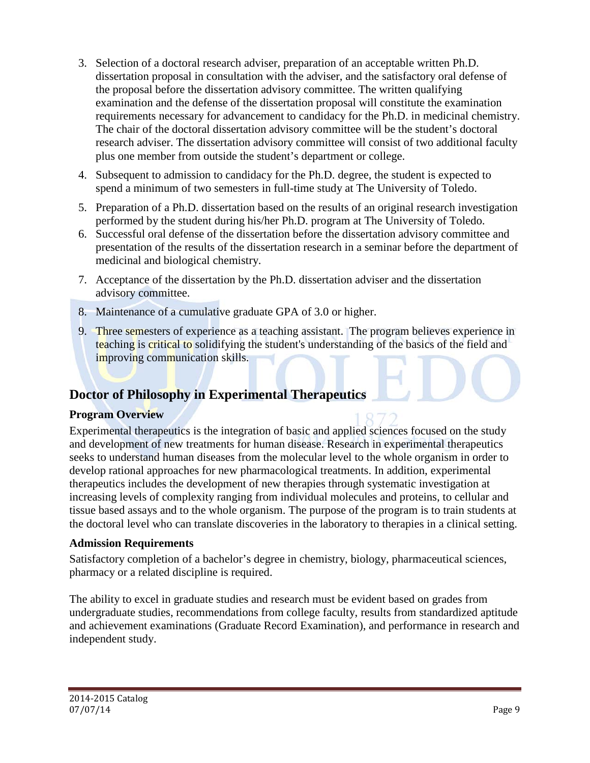3. Selection of a doctoral research adviser, preparation of an acceptable written Ph.D. dissertation proposal in consultation with the adviser, and the satisfactory oral defense of the proposal before the dissertation advisory committee. The written qualifying examination and the defense of the dissertation proposal will constitute the examination requirements necessary for advancement to candidacy for the Ph.D. in medicinal chemistry. The chair of the doctoral dissertation advisory committee will be the student's doctoral research adviser. The dissertation advisory committee will consist of two additional faculty plus one member from outside the student's department or college.
4. Subsequent to admission to candidacy for the Ph.D. degree, the student is expected to spend a minimum of two semesters in full-time study at The University of Toledo.
5. Preparation of a Ph.D. dissertation based on the results of an original research investigation performed by the student during his/her Ph.D. program at The University of Toledo.
6. Successful oral defense of the dissertation before the dissertation advisory committee and presentation of the results of the dissertation research in a seminar before the department of medicinal and biological chemistry.
7. Acceptance of the dissertation by the Ph.D. dissertation adviser and the dissertation advisory committee.
8. Maintenance of a cumulative graduate GPA of 3.0 or higher.
9. Three semesters of experience as a teaching assistant. The program believes experience in teaching is critical to solidifying the student's understanding of the basics of the field and improving communication skills.

## Doctor of Philosophy in Experimental Therapeutics

### Program Overview

Experimental therapeutics is the integration of basic and applied sciences focused on the study and development of new treatments for human disease. Research in experimental therapeutics seeks to understand human diseases from the molecular level to the whole organism in order to develop rational approaches for new pharmacological treatments. In addition, experimental therapeutics includes the development of new therapies through systematic investigation at increasing levels of complexity ranging from individual molecules and proteins, to cellular and tissue based assays and to the whole organism. The purpose of the program is to train students at the doctoral level who can translate discoveries in the laboratory to therapies in a clinical setting.

### Admission Requirements

Satisfactory completion of a bachelor's degree in chemistry, biology, pharmaceutical sciences, pharmacy or a related discipline is required.

The ability to excel in graduate studies and research must be evident based on grades from undergraduate studies, recommendations from college faculty, results from standardized aptitude and achievement examinations (Graduate Record Examination), and performance in research and independent study.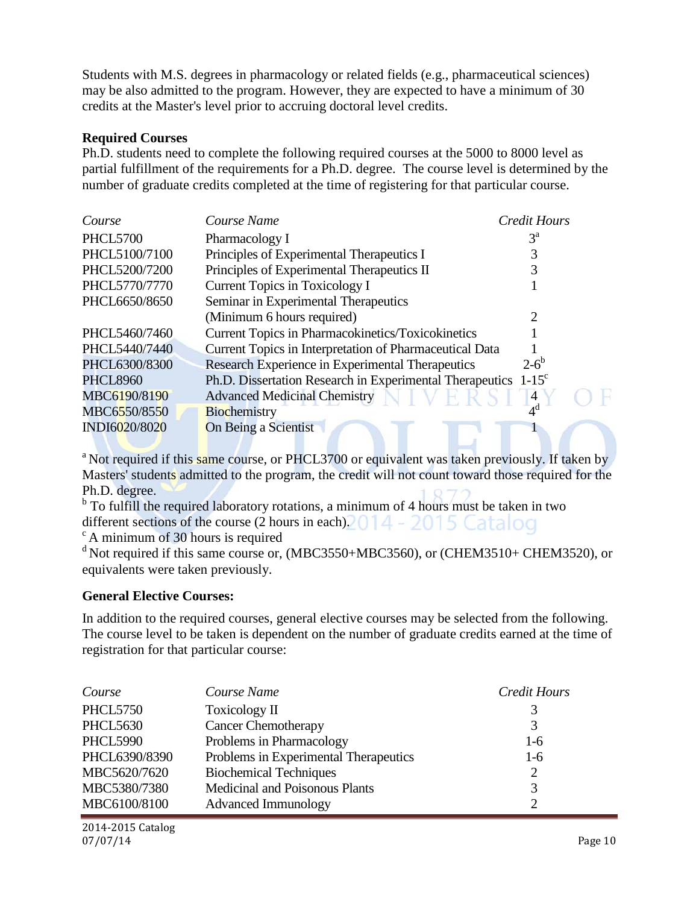Students with M.S. degrees in pharmacology or related fields (e.g., pharmaceutical sciences) may be also admitted to the program. However, they are expected to have a minimum of 30 credits at the Master's level prior to accruing doctoral level credits.

**Required Courses**

Ph.D. students need to complete the following required courses at the 5000 to 8000 level as partial fulfillment of the requirements for a Ph.D. degree. The course level is determined by the number of graduate credits completed at the time of registering for that particular course.

| *Course* | *Course Name* | *Credit Hours* |
|---|---|---|
| PHCL5700 | Pharmacology I | 3[a] |
| PHCL5100/7100 | Principles of Experimental Therapeutics I | 3 |
| PHCL5200/7200 | Principles of Experimental Therapeutics II | 3 |
| PHCL5770/7770 | Current Topics in Toxicology I | 1 |
| PHCL6650/8650 | Seminar in Experimental Therapeutics (Minimum 6 hours required) | 2 |
| PHCL5460/7460 | Current Topics in Pharmacokinetics/Toxicokinetics | 1 |
| PHCL5440/7440 | Current Topics in Interpretation of Pharmaceutical Data | 1 |
| PHCL6300/8300 | Research Experience in Experimental Therapeutics | 2-6[b] |
| PHCL8960 | Ph.D. Dissertation Research in Experimental Therapeutics | 1-15[c] |
| MBC6190/8190 | Advanced Medicinal Chemistry | 4 |
| MBC6550/8550 | Biochemistry | 4[d] |
| INDI6020/8020 | On Being a Scientist | 1 |

[a] Not required if this same course, or PHCL3700 or equivalent was taken previously. If taken by Masters' students admitted to the program, the credit will not count toward those required for the Ph.D. degree.

[b] To fulfill the required laboratory rotations, a minimum of 4 hours must be taken in two different sections of the course (2 hours in each).

[c] A minimum of 30 hours is required

[d] Not required if this same course or, (MBC3550+MBC3560), or (CHEM3510+ CHEM3520), or equivalents were taken previously.

**General Elective Courses:**

In addition to the required courses, general elective courses may be selected from the following. The course level to be taken is dependent on the number of graduate credits earned at the time of registration for that particular course:

| *Course* | *Course Name* | *Credit Hours* |
|---|---|---|
| PHCL5750 | Toxicology II | 3 |
| PHCL5630 | Cancer Chemotherapy | 3 |
| PHCL5990 | Problems in Pharmacology | 1-6 |
| PHCL6390/8390 | Problems in Experimental Therapeutics | 1-6 |
| MBC5620/7620 | Biochemical Techniques | 2 |
| MBC5380/7380 | Medicinal and Poisonous Plants | 3 |
| MBC6100/8100 | Advanced Immunology | 2 |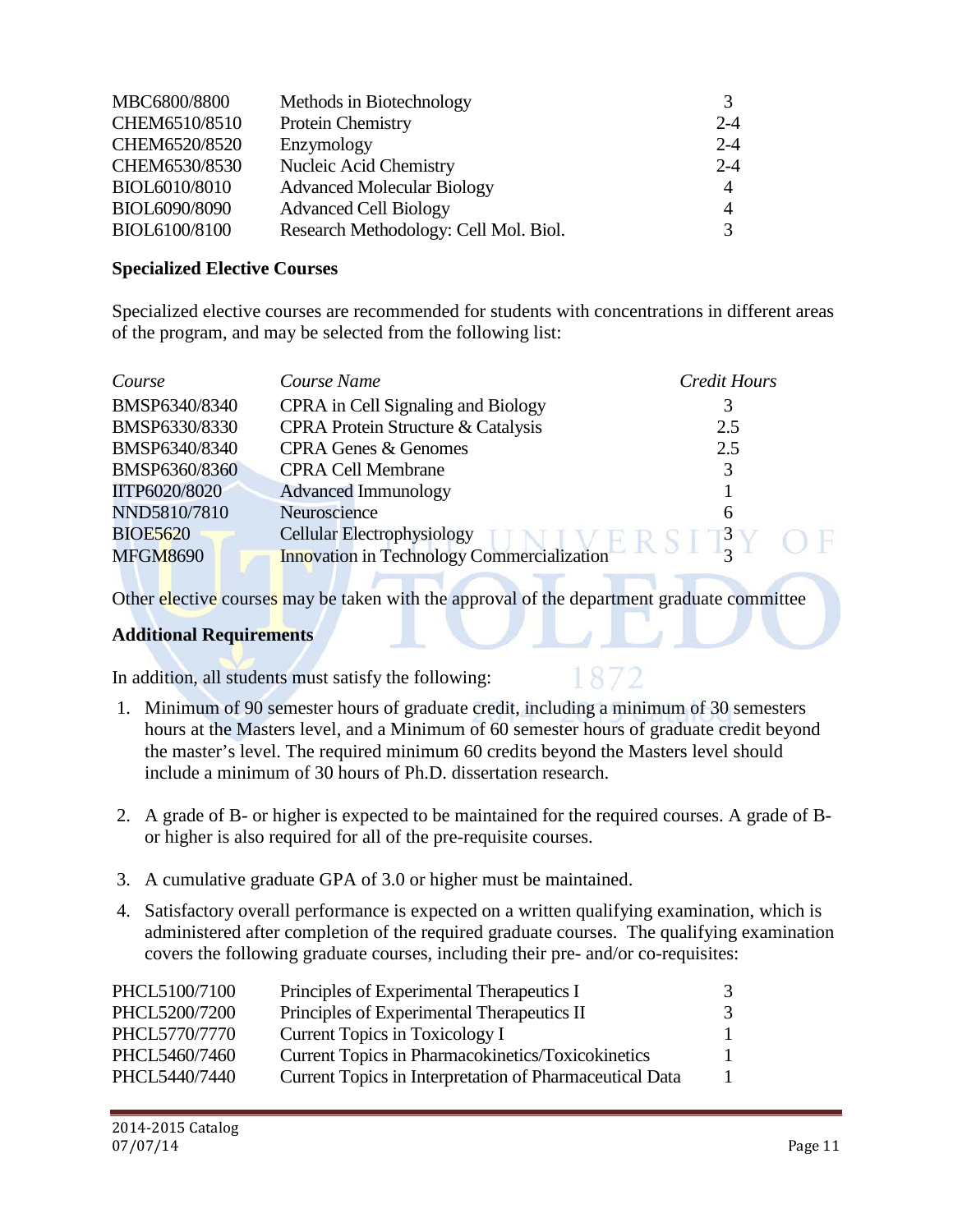| | | |
|---|---|---|
| MBC6800/8800 | Methods in Biotechnology | 3 |
| CHEM6510/8510 | Protein Chemistry | 2-4 |
| CHEM6520/8520 | Enzymology | 2-4 |
| CHEM6530/8530 | Nucleic Acid Chemistry | 2-4 |
| BIOL6010/8010 | Advanced Molecular Biology | 4 |
| BIOL6090/8090 | Advanced Cell Biology | 4 |
| BIOL6100/8100 | Research Methodology: Cell Mol. Biol. | 3 |

**Specialized Elective Courses**

Specialized elective courses are recommended for students with concentrations in different areas of the program, and may be selected from the following list:

| *Course* | *Course Name* | *Credit Hours* |
|---|---|---|
| BMSP6340/8340 | CPRA in Cell Signaling and Biology | 3 |
| BMSP6330/8330 | CPRA Protein Structure & Catalysis | 2.5 |
| BMSP6340/8340 | CPRA Genes & Genomes | 2.5 |
| BMSP6360/8360 | CPRA Cell Membrane | 3 |
| IITP6020/8020 | Advanced Immunology | 1 |
| NND5810/7810 | Neuroscience | 6 |
| BIOE5620 | Cellular Electrophysiology | 3 |
| MFGM8690 | Innovation in Technology Commercialization | 3 |

Other elective courses may be taken with the approval of the department graduate committee

**Additional Requirements**

In addition, all students must satisfy the following:

1. Minimum of 90 semester hours of graduate credit, including a minimum of 30 semesters hours at the Masters level, and a Minimum of 60 semester hours of graduate credit beyond the master's level. The required minimum 60 credits beyond the Masters level should include a minimum of 30 hours of Ph.D. dissertation research.

2. A grade of B- or higher is expected to be maintained for the required courses. A grade of B- or higher is also required for all of the pre-requisite courses.

3. A cumulative graduate GPA of 3.0 or higher must be maintained.

4. Satisfactory overall performance is expected on a written qualifying examination, which is administered after completion of the required graduate courses. The qualifying examination covers the following graduate courses, including their pre- and/or co-requisites:

| | | |
|---|---|---|
| PHCL5100/7100 | Principles of Experimental Therapeutics I | 3 |
| PHCL5200/7200 | Principles of Experimental Therapeutics II | 3 |
| PHCL5770/7770 | Current Topics in Toxicology I | 1 |
| PHCL5460/7460 | Current Topics in Pharmacokinetics/Toxicokinetics | 1 |
| PHCL5440/7440 | Current Topics in Interpretation of Pharmaceutical Data | 1 |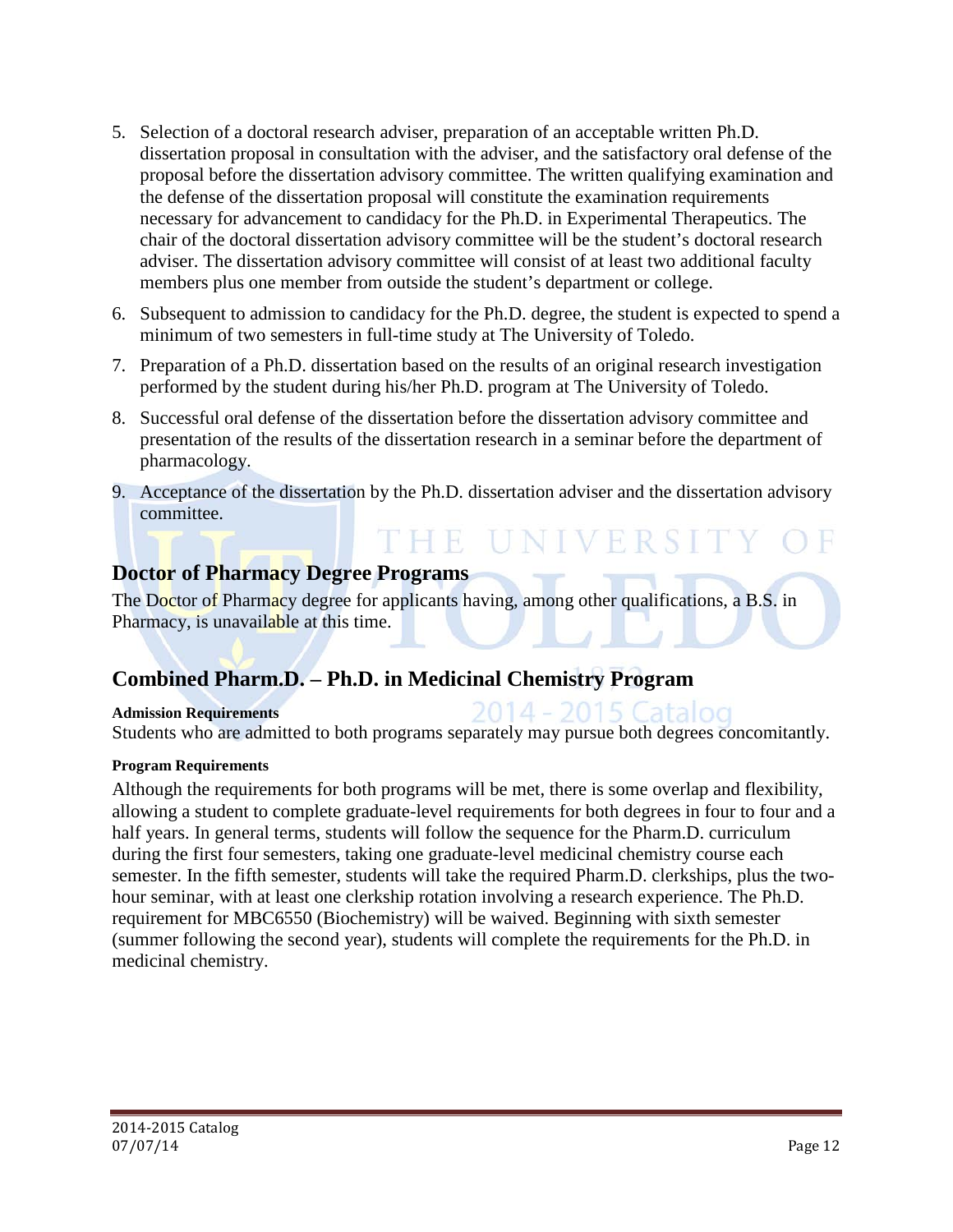5. Selection of a doctoral research adviser, preparation of an acceptable written Ph.D. dissertation proposal in consultation with the adviser, and the satisfactory oral defense of the proposal before the dissertation advisory committee. The written qualifying examination and the defense of the dissertation proposal will constitute the examination requirements necessary for advancement to candidacy for the Ph.D. in Experimental Therapeutics. The chair of the doctoral dissertation advisory committee will be the student's doctoral research adviser. The dissertation advisory committee will consist of at least two additional faculty members plus one member from outside the student's department or college.
6. Subsequent to admission to candidacy for the Ph.D. degree, the student is expected to spend a minimum of two semesters in full-time study at The University of Toledo.
7. Preparation of a Ph.D. dissertation based on the results of an original research investigation performed by the student during his/her Ph.D. program at The University of Toledo.
8. Successful oral defense of the dissertation before the dissertation advisory committee and presentation of the results of the dissertation research in a seminar before the department of pharmacology.
9. Acceptance of the dissertation by the Ph.D. dissertation adviser and the dissertation advisory committee.

## Doctor of Pharmacy Degree Programs

The Doctor of Pharmacy degree for applicants having, among other qualifications, a B.S. in Pharmacy, is unavailable at this time.

## Combined Pharm.D. – Ph.D. in Medicinal Chemistry Program

**Admission Requirements**

Students who are admitted to both programs separately may pursue both degrees concomitantly.

**Program Requirements**

Although the requirements for both programs will be met, there is some overlap and flexibility, allowing a student to complete graduate-level requirements for both degrees in four to four and a half years. In general terms, students will follow the sequence for the Pharm.D. curriculum during the first four semesters, taking one graduate-level medicinal chemistry course each semester. In the fifth semester, students will take the required Pharm.D. clerkships, plus the two-hour seminar, with at least one clerkship rotation involving a research experience. The Ph.D. requirement for MBC6550 (Biochemistry) will be waived. Beginning with sixth semester (summer following the second year), students will complete the requirements for the Ph.D. in medicinal chemistry.